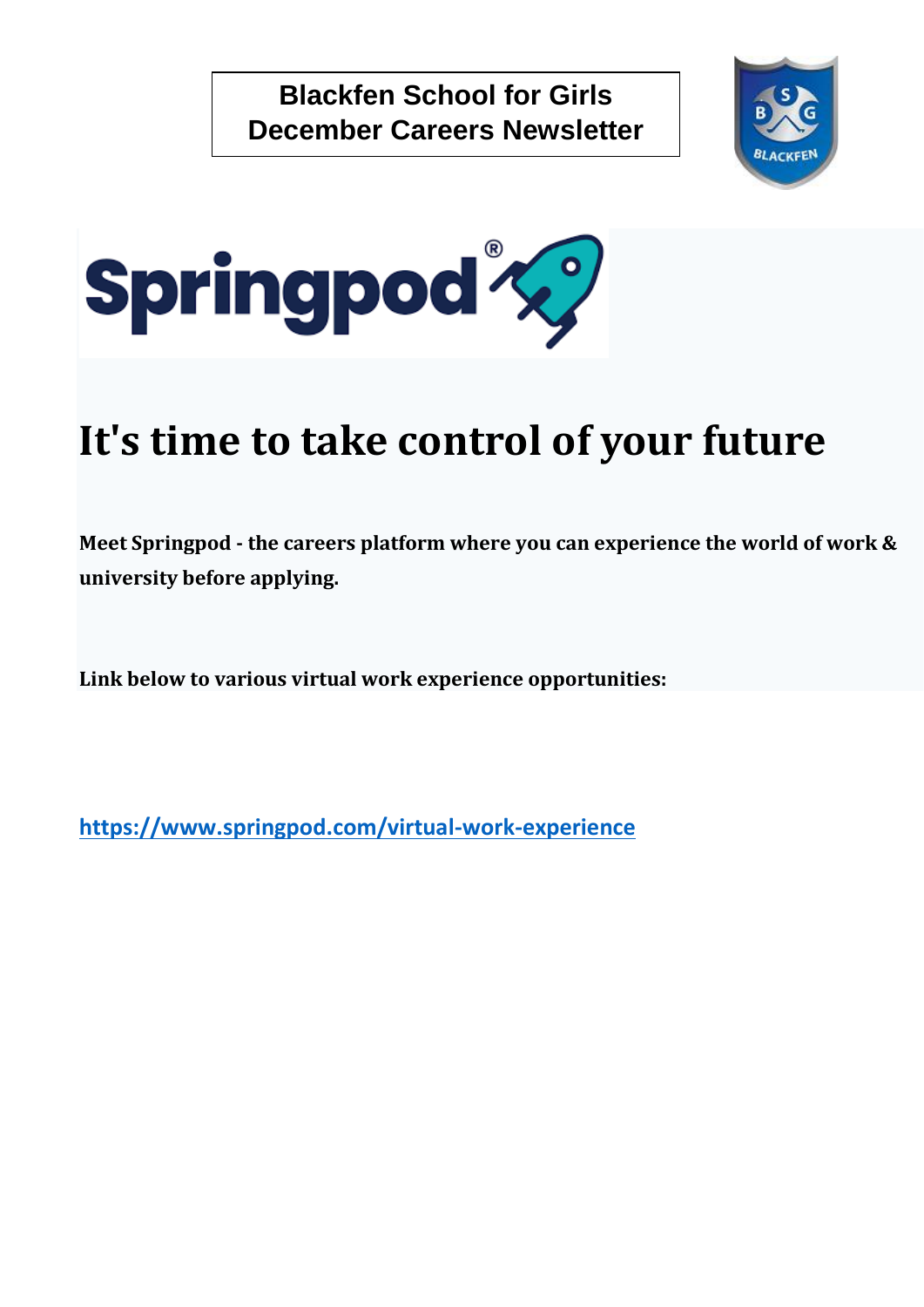**Blackfen School for Girls**
**December Careers Newsletter**

Springpod®

# It's time to take control of your future

**Meet Springpod - the careers platform where you can experience the world of work & university before applying.**

**Link below to various virtual work experience opportunities:**

https://www.springpod.com/virtual-work-experience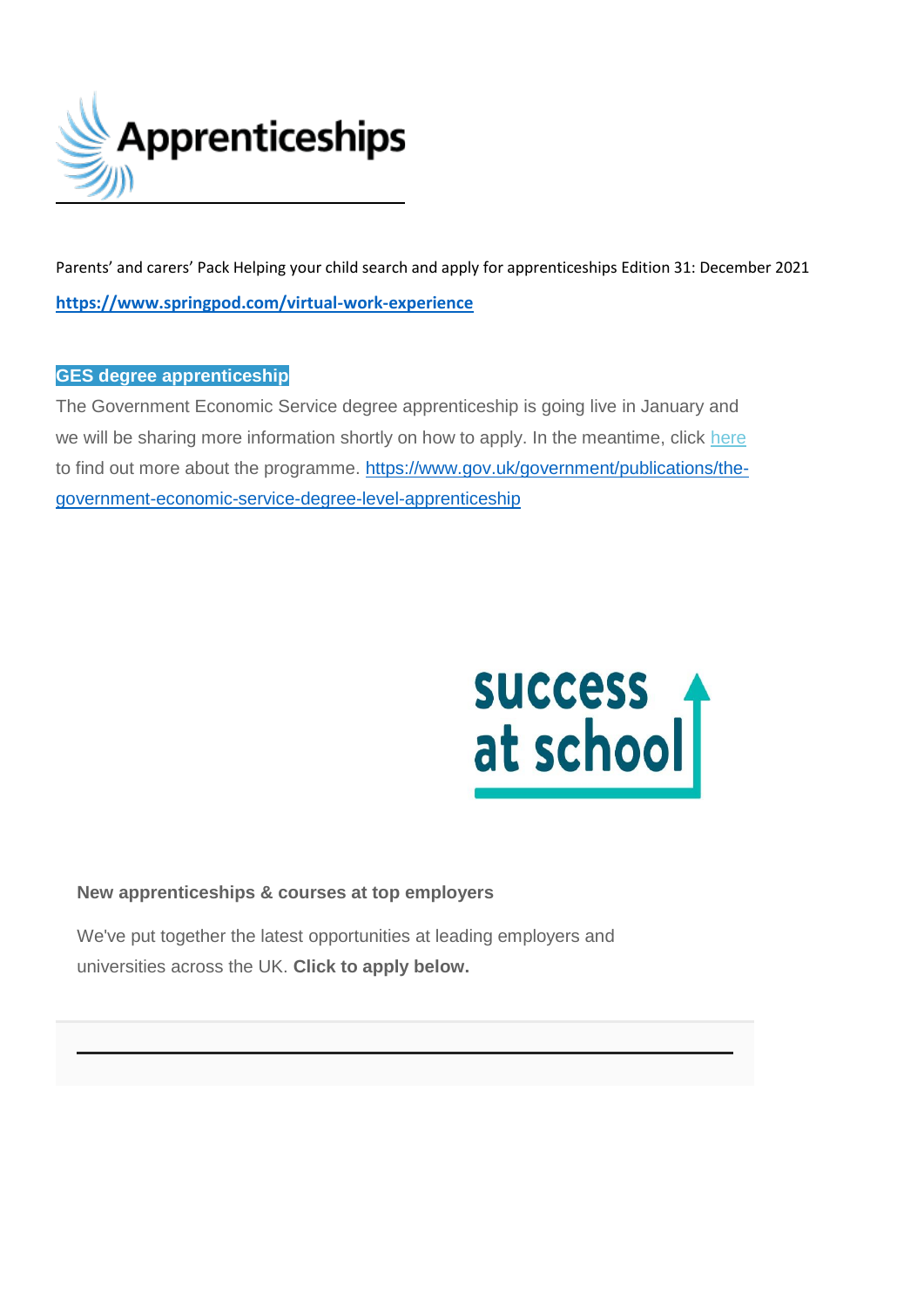# Apprenticeships

Parents' and carers' Pack Helping your child search and apply for apprenticeships Edition 31: December 2021

**https://www.springpod.com/virtual-work-experience**

**GES degree apprenticeship**

The Government Economic Service degree apprenticeship is going live in January and we will be sharing more information shortly on how to apply. In the meantime, click here to find out more about the programme. https://www.gov.uk/government/publications/the-government-economic-service-degree-level-apprenticeship

success at school

**New apprenticeships & courses at top employers**

We've put together the latest opportunities at leading employers and universities across the UK. **Click to apply below.**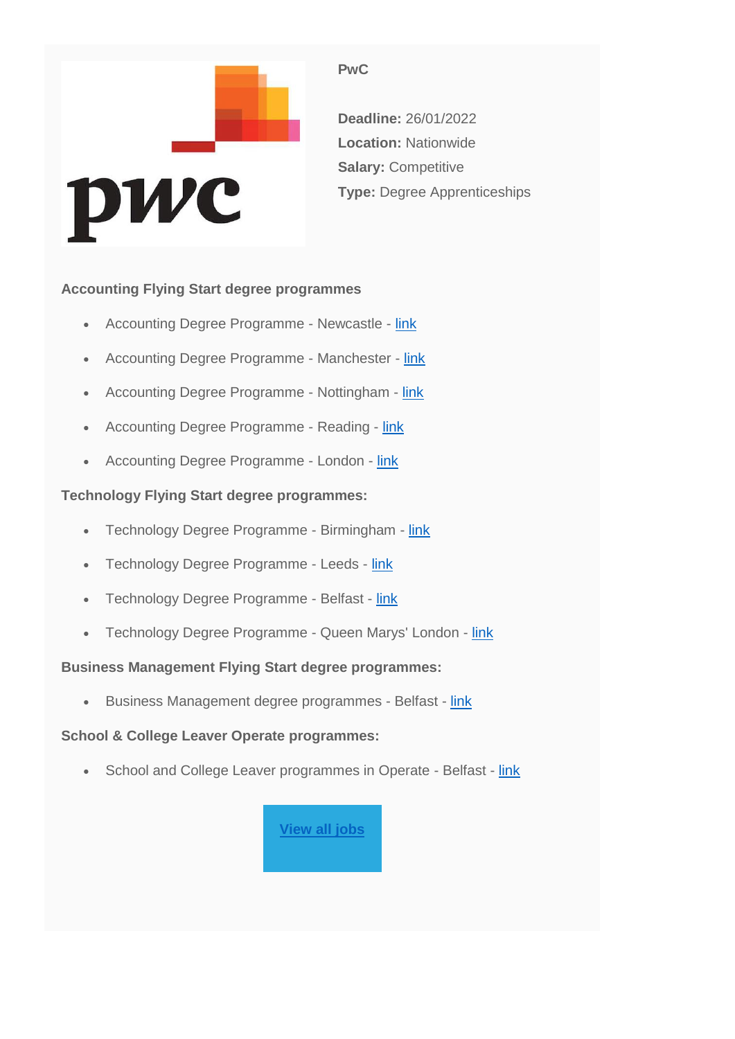**PwC**

**Deadline:** 26/01/2022
**Location:** Nationwide
**Salary:** Competitive
**Type:** Degree Apprenticeships

**Accounting Flying Start degree programmes**

- Accounting Degree Programme - Newcastle - link
- Accounting Degree Programme - Manchester - link
- Accounting Degree Programme - Nottingham - link
- Accounting Degree Programme - Reading - link
- Accounting Degree Programme - London - link

**Technology Flying Start degree programmes:**

- Technology Degree Programme - Birmingham - link
- Technology Degree Programme - Leeds - link
- Technology Degree Programme - Belfast - link
- Technology Degree Programme - Queen Marys' London - link

**Business Management Flying Start degree programmes:**

- Business Management degree programmes - Belfast - link

**School & College Leaver Operate programmes:**

- School and College Leaver programmes in Operate - Belfast - link

**View all jobs**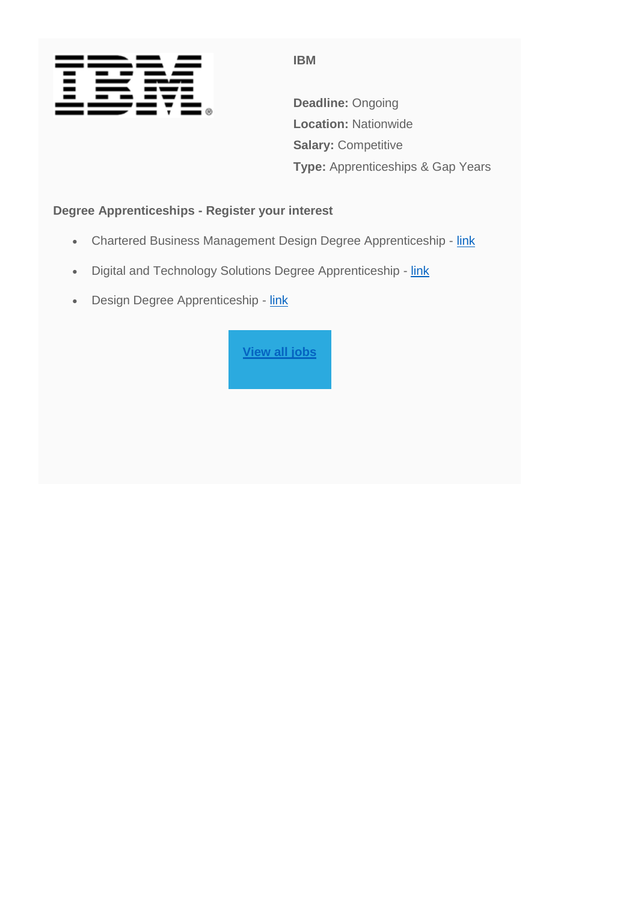**IBM**

**Deadline:** Ongoing

**Location:** Nationwide

**Salary:** Competitive

**Type:** Apprenticeships & Gap Years

**Degree Apprenticeships - Register your interest**

- Chartered Business Management Design Degree Apprenticeship - link
- Digital and Technology Solutions Degree Apprenticeship - link
- Design Degree Apprenticeship - link

**View all jobs**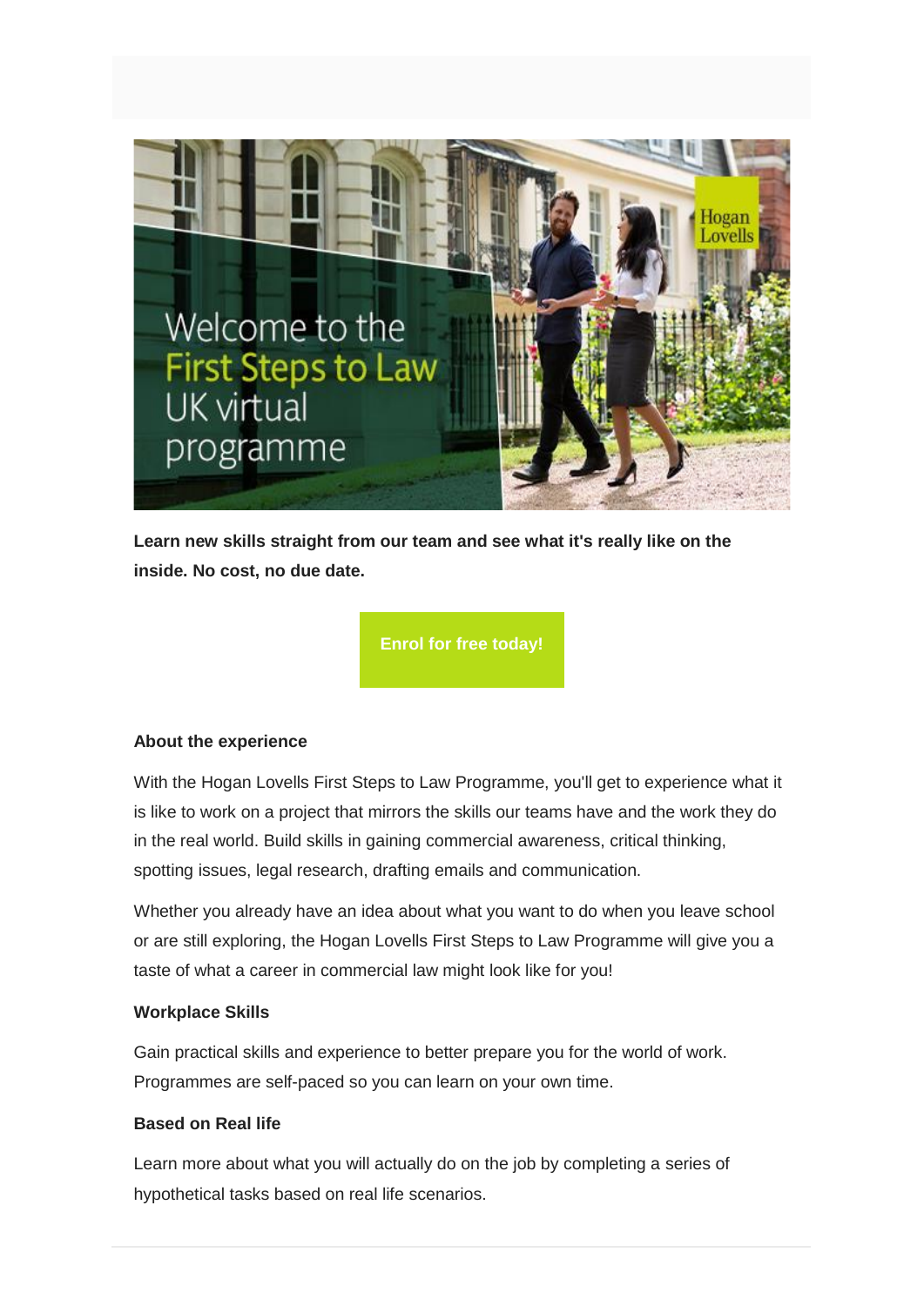Welcome to the First Steps to Law UK virtual programme

**Learn new skills straight from our team and see what it's really like on the inside. No cost, no due date.**

**Enrol for free today!**

**About the experience**

With the Hogan Lovells First Steps to Law Programme, you'll get to experience what it is like to work on a project that mirrors the skills our teams have and the work they do in the real world. Build skills in gaining commercial awareness, critical thinking, spotting issues, legal research, drafting emails and communication.

Whether you already have an idea about what you want to do when you leave school or are still exploring, the Hogan Lovells First Steps to Law Programme will give you a taste of what a career in commercial law might look like for you!

**Workplace Skills**

Gain practical skills and experience to better prepare you for the world of work. Programmes are self-paced so you can learn on your own time.

**Based on Real life**

Learn more about what you will actually do on the job by completing a series of hypothetical tasks based on real life scenarios.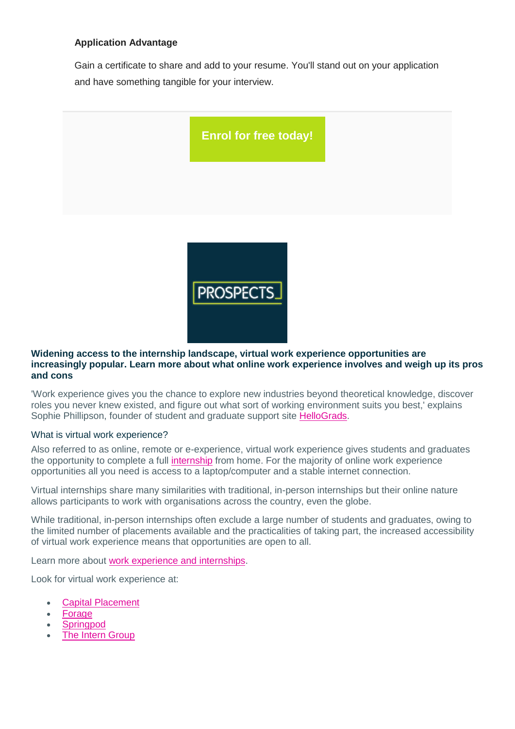**Application Advantage**

Gain a certificate to share and add to your resume. You'll stand out on your application and have something tangible for your interview.

Enrol for free today!

PROSPECTS

**Widening access to the internship landscape, virtual work experience opportunities are increasingly popular. Learn more about what online work experience involves and weigh up its pros and cons**

'Work experience gives you the chance to explore new industries beyond theoretical knowledge, discover roles you never knew existed, and figure out what sort of working environment suits you best,' explains Sophie Phillipson, founder of student and graduate support site HelloGrads.

### What is virtual work experience?

Also referred to as online, remote or e-experience, virtual work experience gives students and graduates the opportunity to complete a full internship from home. For the majority of online work experience opportunities all you need is access to a laptop/computer and a stable internet connection.

Virtual internships share many similarities with traditional, in-person internships but their online nature allows participants to work with organisations across the country, even the globe.

While traditional, in-person internships often exclude a large number of students and graduates, owing to the limited number of placements available and the practicalities of taking part, the increased accessibility of virtual work experience means that opportunities are open to all.

Learn more about work experience and internships.

Look for virtual work experience at:

- Capital Placement
- Forage
- Springpod
- The Intern Group